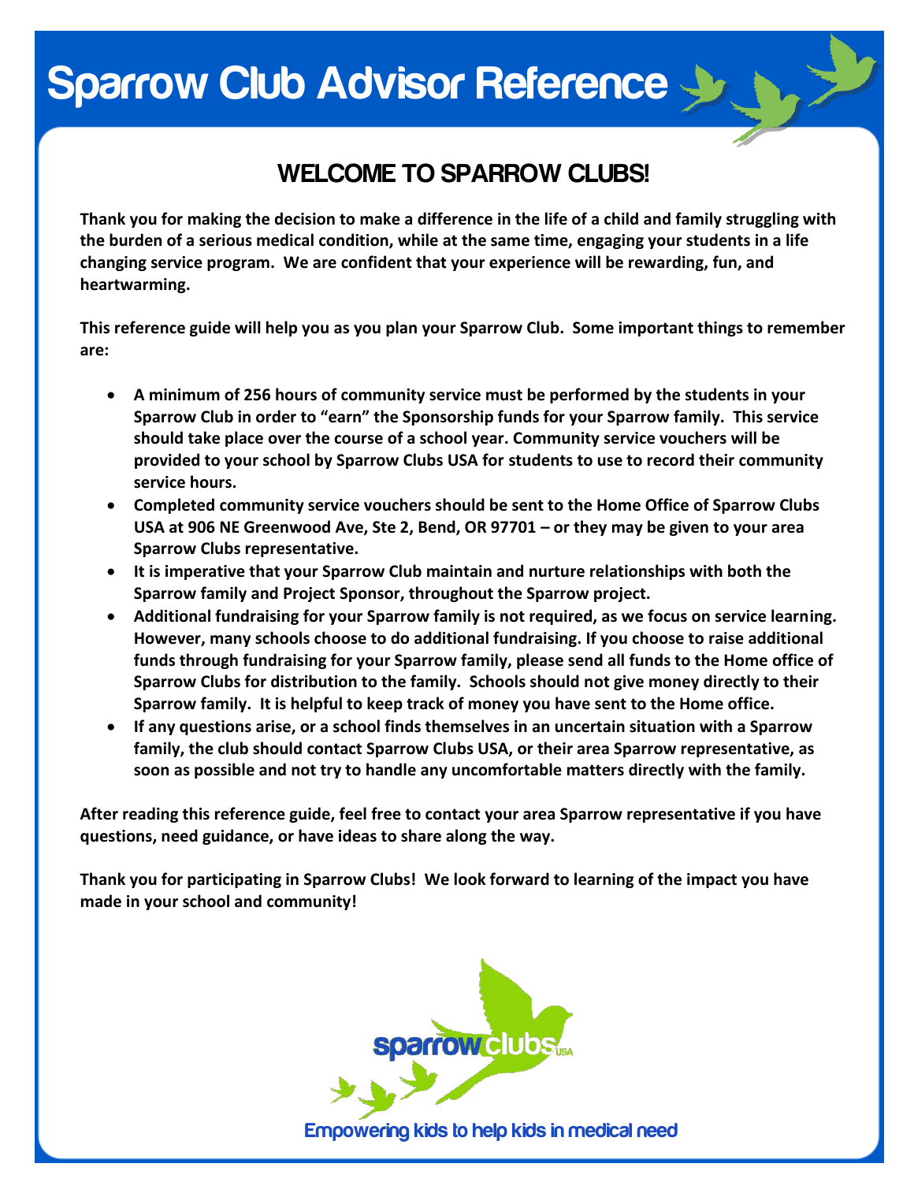# Sparrow Club Advisor Reference

## WELCOME TO SPARROW CLUBS!

**Thank you for making the decision to make a difference in the life of a child and family struggling with the burden of a serious medical condition, while at the same time, engaging your students in a life changing service program. We are confident that your experience will be rewarding, fun, and heartwarming.**

**This reference guide will help you as you plan your Sparrow Club. Some important things to remember are:**

- **A minimum of 256 hours of community service must be performed by the students in your Sparrow Club in order to "earn" the Sponsorship funds for your Sparrow family. This service should take place over the course of a school year. Community service vouchers will be provided to your school by Sparrow Clubs USA for students to use to record their community service hours.**
- **Completed community service vouchers should be sent to the Home Office of Sparrow Clubs USA at 906 NE Greenwood Ave, Ste 2, Bend, OR 97701 – or they may be given to your area Sparrow Clubs representative.**
- **It is imperative that your Sparrow Club maintain and nurture relationships with both the Sparrow family and Project Sponsor, throughout the Sparrow project.**
- **Additional fundraising for your Sparrow family is not required, as we focus on service learning. However, many schools choose to do additional fundraising. If you choose to raise additional funds through fundraising for your Sparrow family, please send all funds to the Home office of Sparrow Clubs for distribution to the family. Schools should not give money directly to their Sparrow family. It is helpful to keep track of money you have sent to the Home office.**
- **If any questions arise, or a school finds themselves in an uncertain situation with a Sparrow family, the club should contact Sparrow Clubs USA, or their area Sparrow representative, as soon as possible and not try to handle any uncomfortable matters directly with the family.**

**After reading this reference guide, feel free to contact your area Sparrow representative if you have questions, need guidance, or have ideas to share along the way.**

**Thank you for participating in Sparrow Clubs! We look forward to learning of the impact you have made in your school and community!**

sparrow clubs USA

Empowering kids to help kids in medical need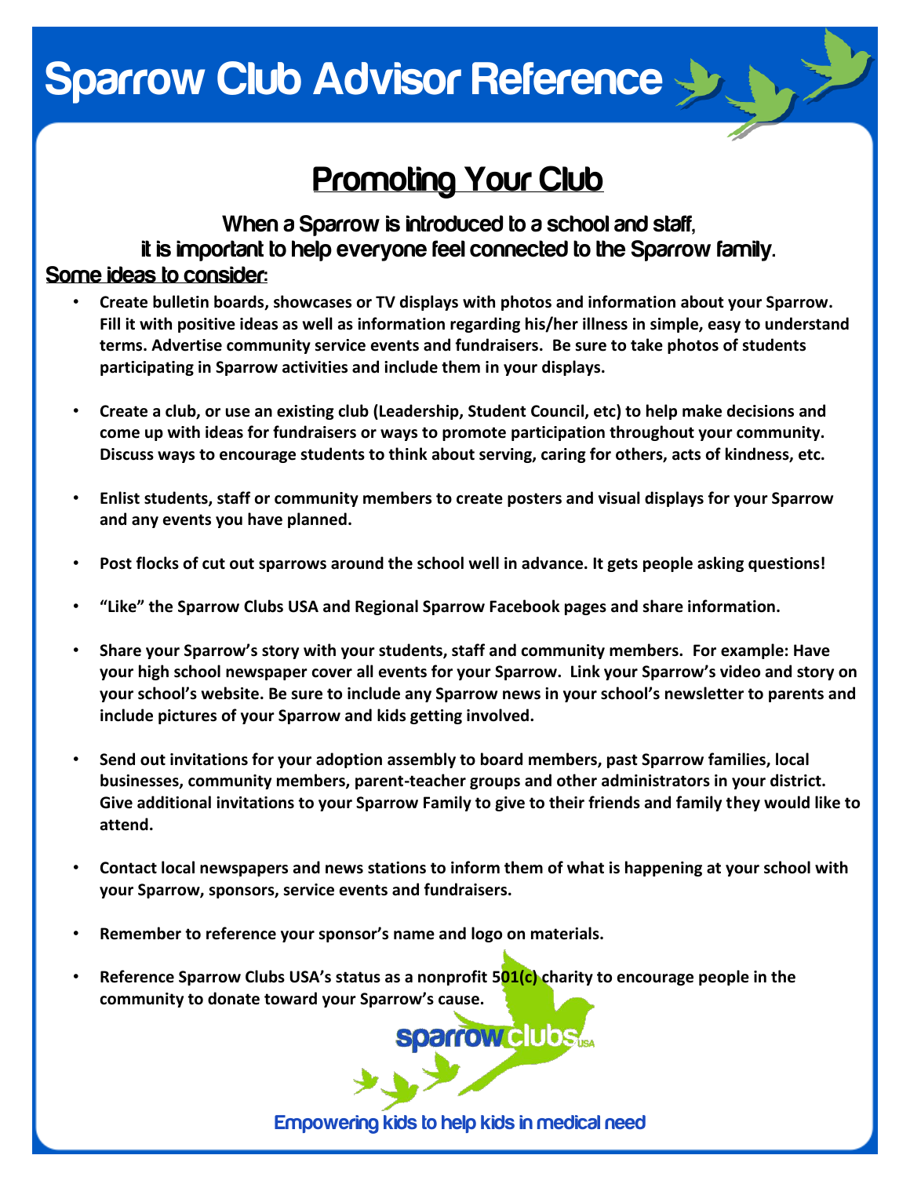# Sparrow Club Advisor Reference

## Promoting Your Club

**When a Sparrow is introduced to a school and staff, it is important to help everyone feel connected to the Sparrow family.**

### Some ideas to consider:

- **Create bulletin boards, showcases or TV displays with photos and information about your Sparrow. Fill it with positive ideas as well as information regarding his/her illness in simple, easy to understand terms. Advertise community service events and fundraisers. Be sure to take photos of students participating in Sparrow activities and include them in your displays.**
- **Create a club, or use an existing club (Leadership, Student Council, etc) to help make decisions and come up with ideas for fundraisers or ways to promote participation throughout your community. Discuss ways to encourage students to think about serving, caring for others, acts of kindness, etc.**
- **Enlist students, staff or community members to create posters and visual displays for your Sparrow and any events you have planned.**
- **Post flocks of cut out sparrows around the school well in advance. It gets people asking questions!**
- **"Like" the Sparrow Clubs USA and Regional Sparrow Facebook pages and share information.**
- **Share your Sparrow's story with your students, staff and community members. For example: Have your high school newspaper cover all events for your Sparrow. Link your Sparrow's video and story on your school's website. Be sure to include any Sparrow news in your school's newsletter to parents and include pictures of your Sparrow and kids getting involved.**
- **Send out invitations for your adoption assembly to board members, past Sparrow families, local businesses, community members, parent-teacher groups and other administrators in your district. Give additional invitations to your Sparrow Family to give to their friends and family they would like to attend.**
- **Contact local newspapers and news stations to inform them of what is happening at your school with your Sparrow, sponsors, service events and fundraisers.**
- **Remember to reference your sponsor's name and logo on materials.**
- **Reference Sparrow Clubs USA's status as a nonprofit 501(c) charity to encourage people in the community to donate toward your Sparrow's cause.**

sparrow clubs USA

Empowering kids to help kids in medical need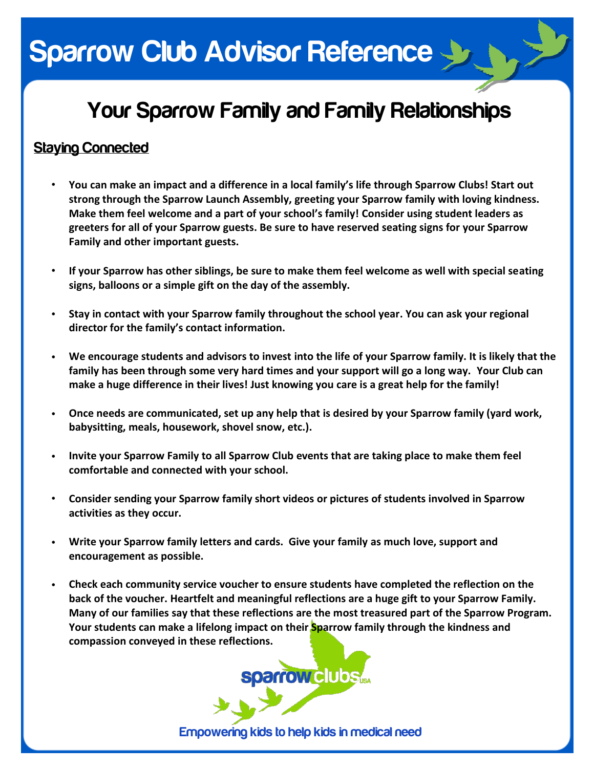# Sparrow Club Advisor Reference

## Your Sparrow Family and Family Relationships

### Staying Connected

- **You can make an impact and a difference in a local family's life through Sparrow Clubs! Start out strong through the Sparrow Launch Assembly, greeting your Sparrow family with loving kindness. Make them feel welcome and a part of your school's family! Consider using student leaders as greeters for all of your Sparrow guests. Be sure to have reserved seating signs for your Sparrow Family and other important guests.**

- **If your Sparrow has other siblings, be sure to make them feel welcome as well with special seating signs, balloons or a simple gift on the day of the assembly.**

- **Stay in contact with your Sparrow family throughout the school year. You can ask your regional director for the family's contact information.**

- **We encourage students and advisors to invest into the life of your Sparrow family. It is likely that the family has been through some very hard times and your support will go a long way. Your Club can make a huge difference in their lives! Just knowing you care is a great help for the family!**

- **Once needs are communicated, set up any help that is desired by your Sparrow family (yard work, babysitting, meals, housework, shovel snow, etc.).**

- **Invite your Sparrow Family to all Sparrow Club events that are taking place to make them feel comfortable and connected with your school.**

- **Consider sending your Sparrow family short videos or pictures of students involved in Sparrow activities as they occur.**

- **Write your Sparrow family letters and cards. Give your family as much love, support and encouragement as possible.**

- **Check each community service voucher to ensure students have completed the reflection on the back of the voucher. Heartfelt and meaningful reflections are a huge gift to your Sparrow Family. Many of our families say that these reflections are the most treasured part of the Sparrow Program. Your students can make a lifelong impact on their Sparrow family through the kindness and compassion conveyed in these reflections.**

sparrowclubs USA

Empowering kids to help kids in medical need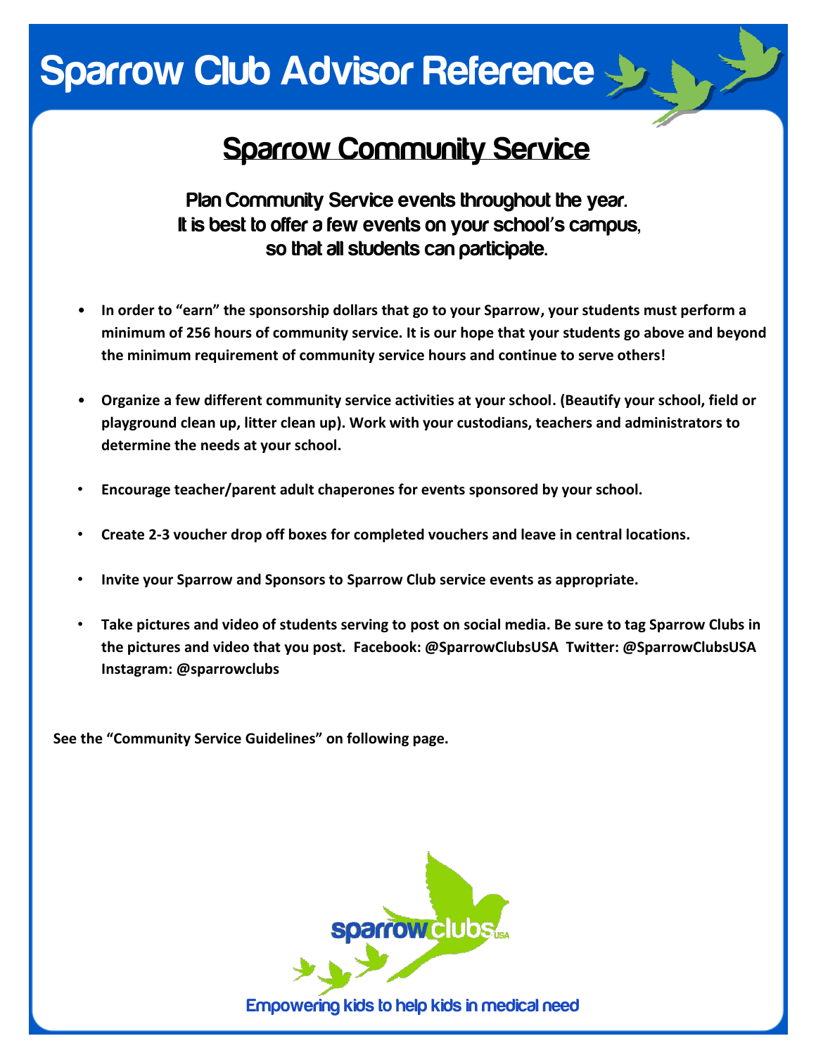# Sparrow Club Advisor Reference

## Sparrow Community Service

**Plan Community Service events throughout the year.
It is best to offer a few events on your school's campus, so that all students can participate.**

- **In order to "earn" the sponsorship dollars that go to your Sparrow, your students must perform a minimum of 256 hours of community service. It is our hope that your students go above and beyond the minimum requirement of community service hours and continue to serve others!**
- **Organize a few different community service activities at your school. (Beautify your school, field or playground clean up, litter clean up). Work with your custodians, teachers and administrators to determine the needs at your school.**
- **Encourage teacher/parent adult chaperones for events sponsored by your school.**
- **Create 2-3 voucher drop off boxes for completed vouchers and leave in central locations.**
- **Invite your Sparrow and Sponsors to Sparrow Club service events as appropriate.**
- **Take pictures and video of students serving to post on social media. Be sure to tag Sparrow Clubs in the pictures and video that you post. Facebook: @SparrowClubsUSA Twitter: @SparrowClubsUSA Instagram: @sparrowclubs**

**See the "Community Service Guidelines" on following page.**

sparrowclubs USA

Empowering kids to help kids in medical need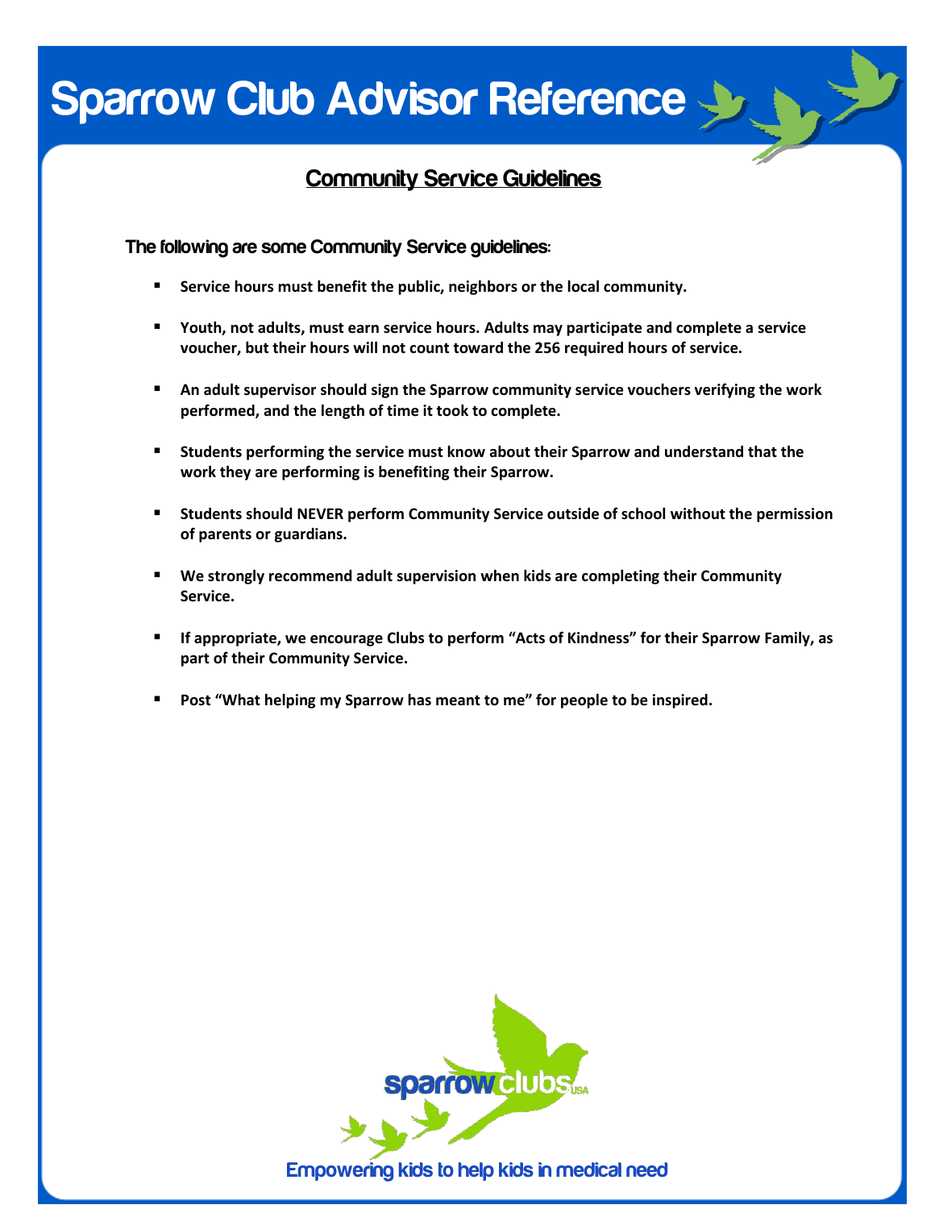# Sparrow Club Advisor Reference

## Community Service Guidelines

**The following are some Community Service guidelines:**

- **Service hours must benefit the public, neighbors or the local community.**
- **Youth, not adults, must earn service hours. Adults may participate and complete a service voucher, but their hours will not count toward the 256 required hours of service.**
- **An adult supervisor should sign the Sparrow community service vouchers verifying the work performed, and the length of time it took to complete.**
- **Students performing the service must know about their Sparrow and understand that the work they are performing is benefiting their Sparrow.**
- **Students should NEVER perform Community Service outside of school without the permission of parents or guardians.**
- **We strongly recommend adult supervision when kids are completing their Community Service.**
- **If appropriate, we encourage Clubs to perform "Acts of Kindness" for their Sparrow Family, as part of their Community Service.**
- **Post "What helping my Sparrow has meant to me" for people to be inspired.**

sparrow clubs USA

Empowering kids to help kids in medical need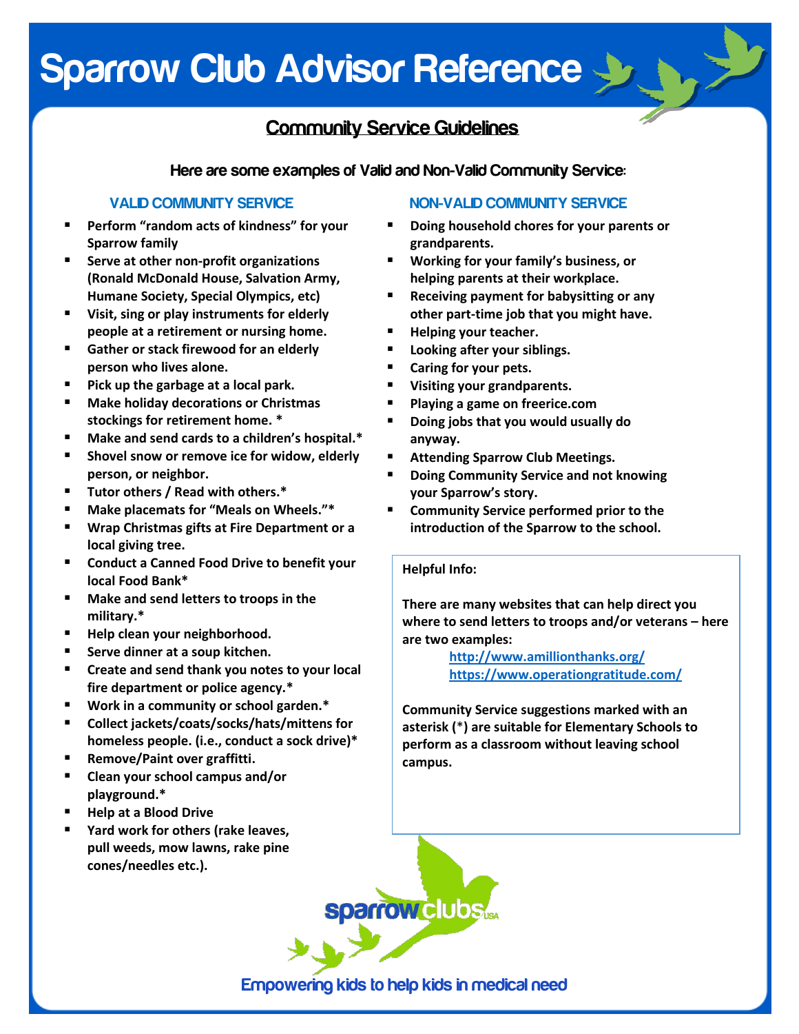# Sparrow Club Advisor Reference

## Community Service Guidelines

### Here are some examples of Valid and Non-Valid Community Service:

#### VALID COMMUNITY SERVICE

- **Perform "random acts of kindness" for your Sparrow family**
- **Serve at other non-profit organizations (Ronald McDonald House, Salvation Army, Humane Society, Special Olympics, etc)**
- **Visit, sing or play instruments for elderly people at a retirement or nursing home.**
- **Gather or stack firewood for an elderly person who lives alone.**
- **Pick up the garbage at a local park.**
- **Make holiday decorations or Christmas stockings for retirement home. ***
- **Make and send cards to a children's hospital.***
- **Shovel snow or remove ice for widow, elderly person, or neighbor.**
- **Tutor others / Read with others.***
- **Make placemats for "Meals on Wheels."***
- **Wrap Christmas gifts at Fire Department or a local giving tree.**
- **Conduct a Canned Food Drive to benefit your local Food Bank***
- **Make and send letters to troops in the military.***
- **Help clean your neighborhood.**
- **Serve dinner at a soup kitchen.**
- **Create and send thank you notes to your local fire department or police agency.***
- **Work in a community or school garden.***
- **Collect jackets/coats/socks/hats/mittens for homeless people. (i.e., conduct a sock drive)***
- **Remove/Paint over graffitti.**
- **Clean your school campus and/or playground.***
- **Help at a Blood Drive**
- **Yard work for others (rake leaves, pull weeds, mow lawns, rake pine cones/needles etc.).**

#### NON-VALID COMMUNITY SERVICE

- **Doing household chores for your parents or grandparents.**
- **Working for your family's business, or helping parents at their workplace.**
- **Receiving payment for babysitting or any other part-time job that you might have.**
- **Helping your teacher.**
- **Looking after your siblings.**
- **Caring for your pets.**
- **Visiting your grandparents.**
- **Playing a game on freerice.com**
- **Doing jobs that you would usually do anyway.**
- **Attending Sparrow Club Meetings.**
- **Doing Community Service and not knowing your Sparrow's story.**
- **Community Service performed prior to the introduction of the Sparrow to the school.**

**Helpful Info:**

**There are many websites that can help direct you where to send letters to troops and/or veterans – here are two examples:**

http://www.amillionthanks.org/
https://www.operationgratitude.com/

**Community Service suggestions marked with an asterisk (*) are suitable for Elementary Schools to perform as a classroom without leaving school campus.**

sparrowclubs USA

Empowering kids to help kids in medical need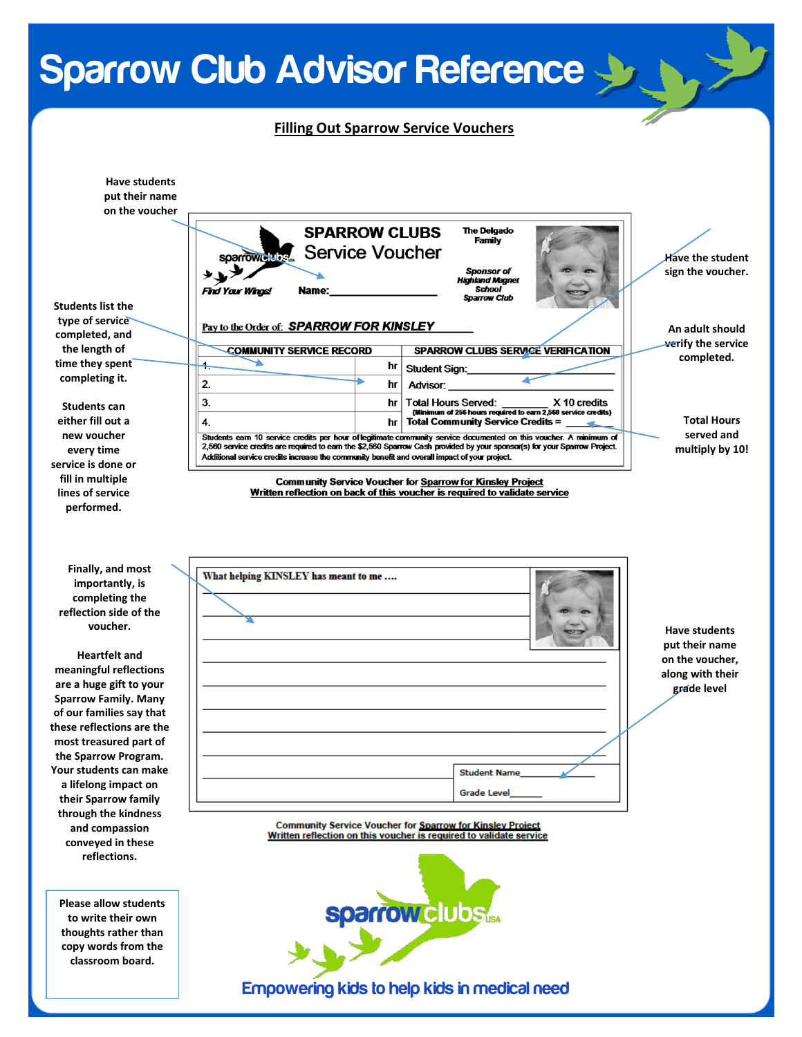# Sparrow Club Advisor Reference

## Filling Out Sparrow Service Vouchers

Have students put their name on the voucher

Students list the type of service completed, and the length of time they spent completing it.

Students can either fill out a new voucher every time service is done or fill in multiple lines of service performed.

Have the student sign the voucher.

An adult should verify the service completed.

Total Hours served and multiply by 10!

**SPARROW CLUBS Service Voucher**

sparrowclubs USA

*Find Your Wings!*

Name:_________________

The Delgado Family

*Sponsor of Highland Magnet School Sparrow Club*

Pay to the Order of: ***SPARROW FOR KINSLEY***

| COMMUNITY SERVICE RECORD | | SPARROW CLUBS SERVICE VERIFICATION |
|---|---|---|
| 1. | hr | Student Sign:_________________ |
| 2. | hr | Advisor:_________________ |
| 3. | hr | Total Hours Served: ________ X 10 credits (Minimum of 256 hours required to earn 2,560 service credits) |
| 4. | hr | Total Community Service Credits = ________ |

Students earn 10 service credits per hour of legitimate community service documented on this voucher. A minimum of 2,560 service credits are required to earn the $2,560 Sparrow Cash provided by your sponsor(s) for your Sparrow Project. Additional service credits increase the community benefit and overall impact of your project.

Community Service Voucher for Sparrow for Kinsley Project
Written reflection on back of this voucher is required to validate service

Finally, and most importantly, is completing the reflection side of the voucher.

Heartfelt and meaningful reflections are a huge gift to your Sparrow Family. Many of our families say that these reflections are the most treasured part of the Sparrow Program. Your students can make a lifelong impact on their Sparrow family through the kindness and compassion conveyed in these reflections.

Have students put their name on the voucher, along with their grade level

What helping KINSLEY has meant to me ....

Student Name_________

Grade Level______

Community Service Voucher for Sparrow for Kinsley Project
Written reflection on this voucher is required to validate service

Please allow students to write their own thoughts rather than copy words from the classroom board.

sparrowclubs USA

Empowering kids to help kids in medical need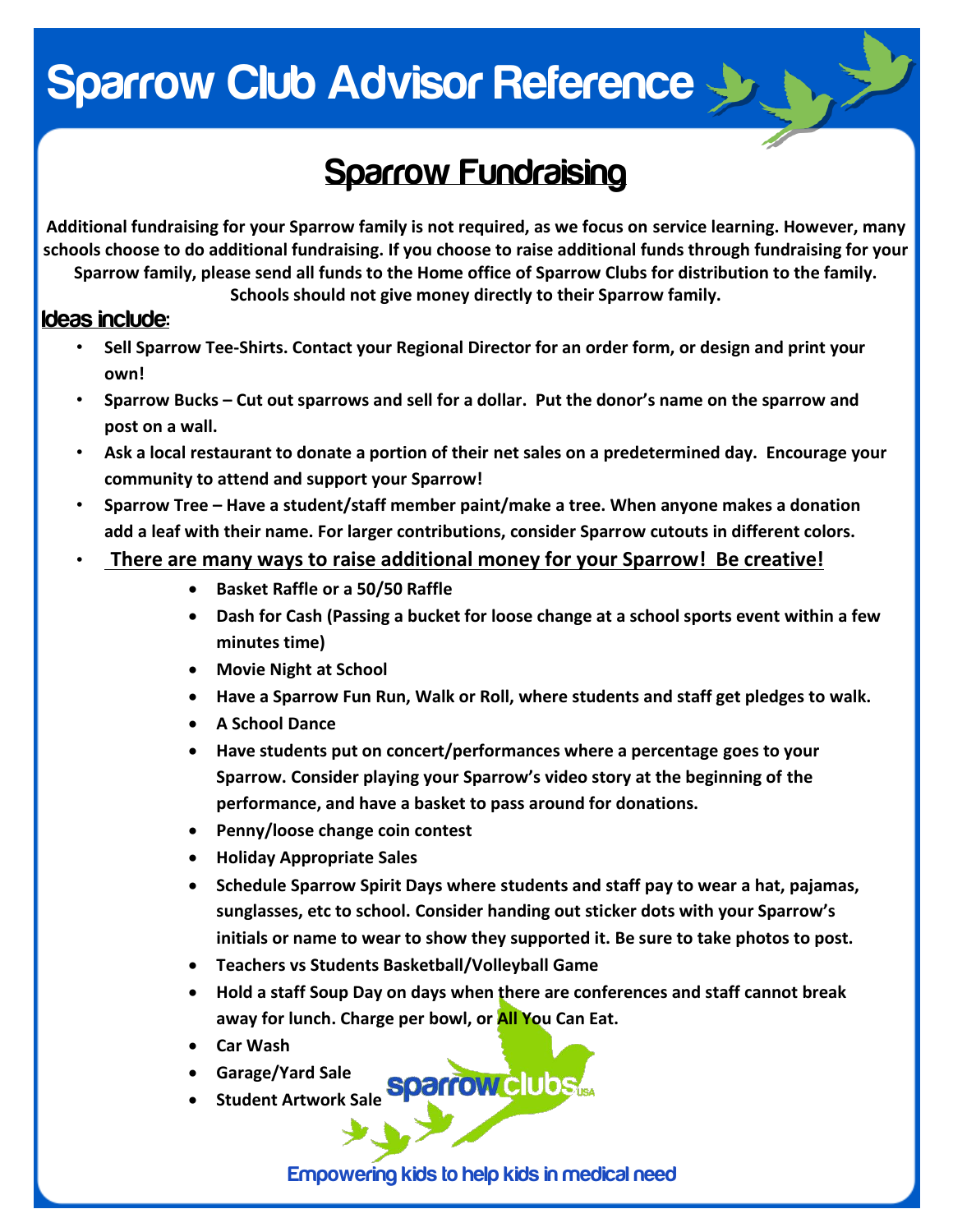# Sparrow Club Advisor Reference

## Sparrow Fundraising

**Additional fundraising for your Sparrow family is not required, as we focus on service learning. However, many schools choose to do additional fundraising. If you choose to raise additional funds through fundraising for your Sparrow family, please send all funds to the Home office of Sparrow Clubs for distribution to the family. Schools should not give money directly to their Sparrow family.**

### Ideas include:

- **Sell Sparrow Tee-Shirts. Contact your Regional Director for an order form, or design and print your own!**
- **Sparrow Bucks – Cut out sparrows and sell for a dollar. Put the donor's name on the sparrow and post on a wall.**
- **Ask a local restaurant to donate a portion of their net sales on a predetermined day. Encourage your community to attend and support your Sparrow!**
- **Sparrow Tree – Have a student/staff member paint/make a tree. When anyone makes a donation add a leaf with their name. For larger contributions, consider Sparrow cutouts in different colors.**
- **There are many ways to raise additional money for your Sparrow! Be creative!**
  - **Basket Raffle or a 50/50 Raffle**
  - **Dash for Cash (Passing a bucket for loose change at a school sports event within a few minutes time)**
  - **Movie Night at School**
  - **Have a Sparrow Fun Run, Walk or Roll, where students and staff get pledges to walk.**
  - **A School Dance**
  - **Have students put on concert/performances where a percentage goes to your Sparrow. Consider playing your Sparrow's video story at the beginning of the performance, and have a basket to pass around for donations.**
  - **Penny/loose change coin contest**
  - **Holiday Appropriate Sales**
  - **Schedule Sparrow Spirit Days where students and staff pay to wear a hat, pajamas, sunglasses, etc to school. Consider handing out sticker dots with your Sparrow's initials or name to wear to show they supported it. Be sure to take photos to post.**
  - **Teachers vs Students Basketball/Volleyball Game**
  - **Hold a staff Soup Day on days when there are conferences and staff cannot break away for lunch. Charge per bowl, or All You Can Eat.**
  - **Car Wash**
  - **Garage/Yard Sale**
  - **Student Artwork Sale**

sparrowclubs USA

Empowering kids to help kids in medical need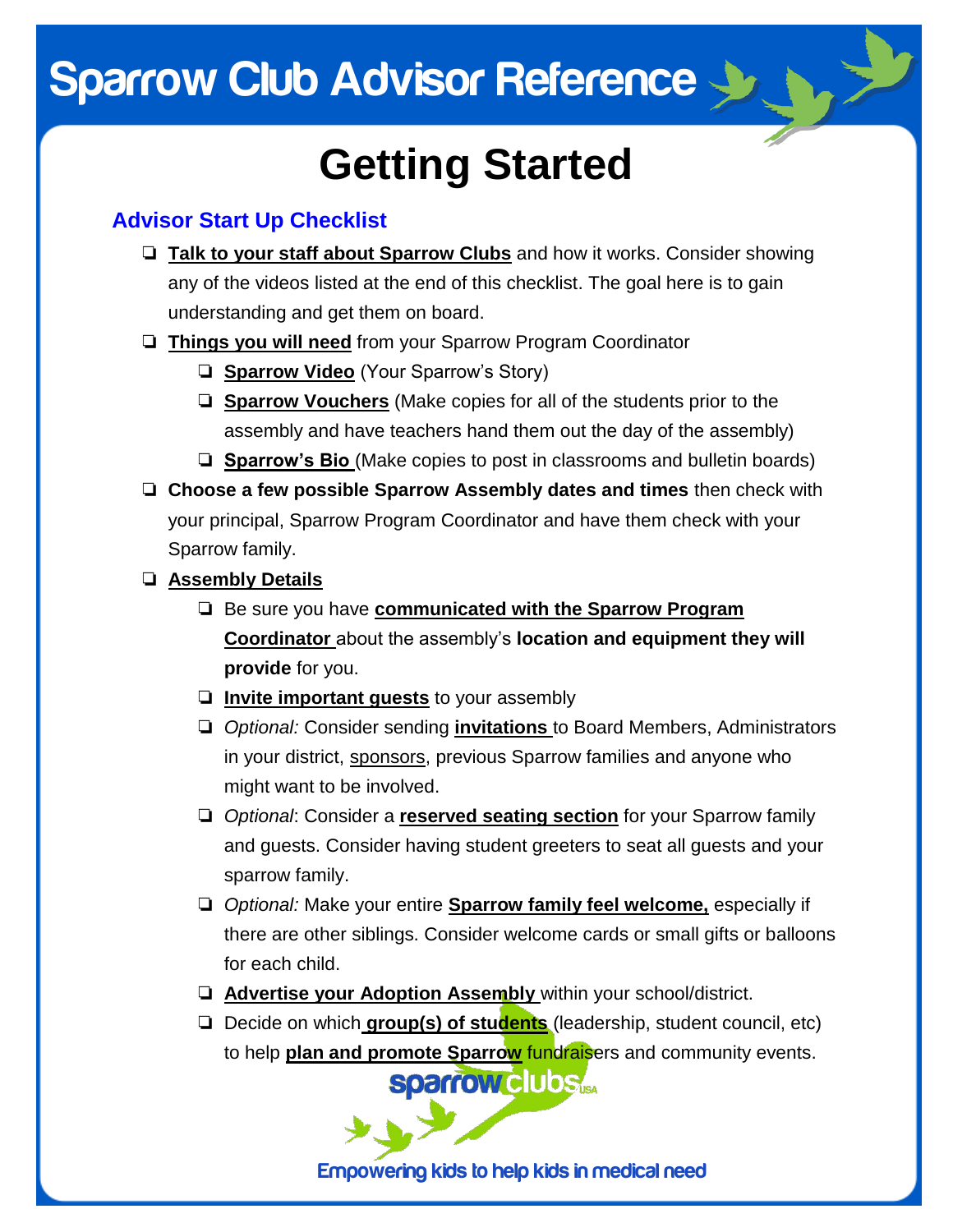# Sparrow Club Advisor Reference

## Getting Started

### Advisor Start Up Checklist

- ❑ **Talk to your staff about Sparrow Clubs** and how it works. Consider showing any of the videos listed at the end of this checklist. The goal here is to gain understanding and get them on board.
- ❑ **Things you will need** from your Sparrow Program Coordinator
  - ❑ **Sparrow Video** (Your Sparrow's Story)
  - ❑ **Sparrow Vouchers** (Make copies for all of the students prior to the assembly and have teachers hand them out the day of the assembly)
  - ❑ **Sparrow's Bio** (Make copies to post in classrooms and bulletin boards)
- ❑ **Choose a few possible Sparrow Assembly dates and times** then check with your principal, Sparrow Program Coordinator and have them check with your Sparrow family.
- ❑ **Assembly Details**
  - ❑ Be sure you have **communicated with the Sparrow Program Coordinator** about the assembly's **location and equipment they will provide** for you.
  - ❑ **Invite important guests** to your assembly
  - ❑ *Optional:* Consider sending **invitations** to Board Members, Administrators in your district, sponsors, previous Sparrow families and anyone who might want to be involved.
  - ❑ *Optional*: Consider a **reserved seating section** for your Sparrow family and guests. Consider having student greeters to seat all guests and your sparrow family.
  - ❑ *Optional:* Make your entire **Sparrow family feel welcome,** especially if there are other siblings. Consider welcome cards or small gifts or balloons for each child.
  - ❑ **Advertise your Adoption Assembly** within your school/district.
  - ❑ Decide on which **group(s) of students** (leadership, student council, etc) to help **plan and promote Sparrow** fundraisers and community events.

sparrow clubs USA

Empowering kids to help kids in medical need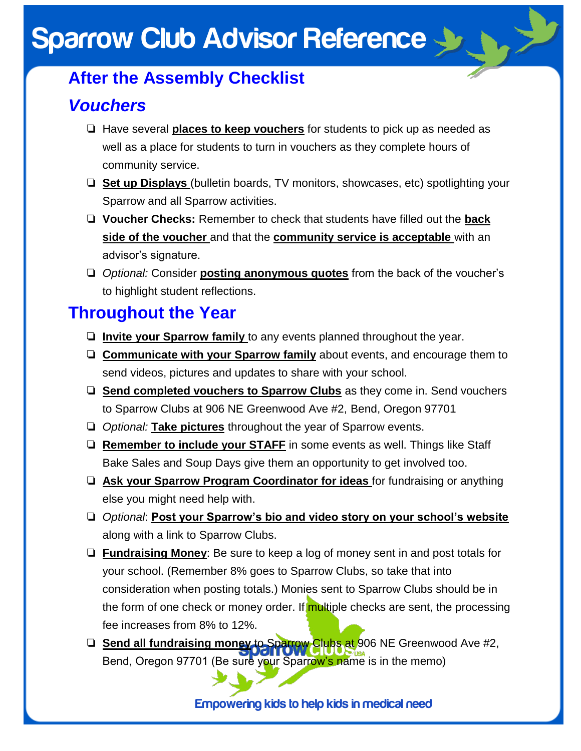# Sparrow Club Advisor Reference

## After the Assembly Checklist

### *Vouchers*

- ❏ Have several **places to keep vouchers** for students to pick up as needed as well as a place for students to turn in vouchers as they complete hours of community service.
- ❏ **Set up Displays** (bulletin boards, TV monitors, showcases, etc) spotlighting your Sparrow and all Sparrow activities.
- ❏ **Voucher Checks:** Remember to check that students have filled out the **back side of the voucher** and that the **community service is acceptable** with an advisor's signature.
- ❏ *Optional:* Consider **posting anonymous quotes** from the back of the voucher's to highlight student reflections.

## Throughout the Year

- ❏ **Invite your Sparrow family** to any events planned throughout the year.
- ❏ **Communicate with your Sparrow family** about events, and encourage them to send videos, pictures and updates to share with your school.
- ❏ **Send completed vouchers to Sparrow Clubs** as they come in. Send vouchers to Sparrow Clubs at 906 NE Greenwood Ave #2, Bend, Oregon 97701
- ❏ *Optional:* **Take pictures** throughout the year of Sparrow events.
- ❏ **Remember to include your STAFF** in some events as well. Things like Staff Bake Sales and Soup Days give them an opportunity to get involved too.
- ❏ **Ask your Sparrow Program Coordinator for ideas** for fundraising or anything else you might need help with.
- ❏ *Optional*: **Post your Sparrow's bio and video story on your school's website** along with a link to Sparrow Clubs.
- ❏ **Fundraising Money**: Be sure to keep a log of money sent in and post totals for your school. (Remember 8% goes to Sparrow Clubs, so take that into consideration when posting totals.) Monies sent to Sparrow Clubs should be in the form of one check or money order. If multiple checks are sent, the processing fee increases from 8% to 12%.
- ❏ **Send all fundraising money** to Sparrow Clubs at 906 NE Greenwood Ave #2, Bend, Oregon 97701 (Be sure your Sparrow's name is in the memo)

sparrow clubs USA

Empowering kids to help kids in medical need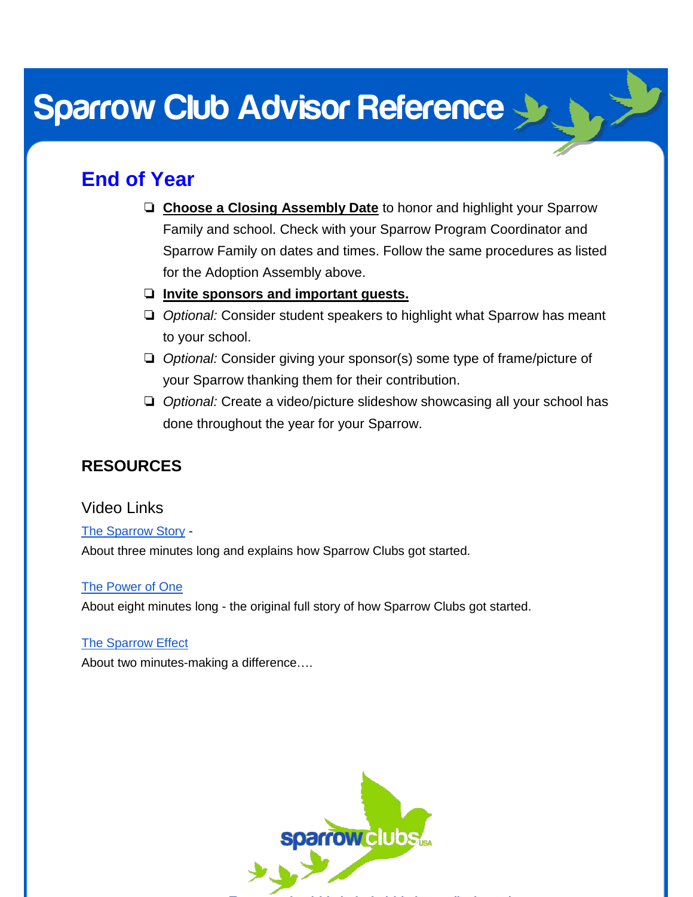# Sparrow Club Advisor Reference

## End of Year

- ❏ **Choose a Closing Assembly Date** to honor and highlight your Sparrow Family and school. Check with your Sparrow Program Coordinator and Sparrow Family on dates and times. Follow the same procedures as listed for the Adoption Assembly above.
- ❏ **Invite sponsors and important guests.**
- ❏ *Optional:* Consider student speakers to highlight what Sparrow has meant to your school.
- ❏ *Optional:* Consider giving your sponsor(s) some type of frame/picture of your Sparrow thanking them for their contribution.
- ❏ *Optional:* Create a video/picture slideshow showcasing all your school has done throughout the year for your Sparrow.

### RESOURCES

Video Links

The Sparrow Story -
About three minutes long and explains how Sparrow Clubs got started.

The Power of One
About eight minutes long - the original full story of how Sparrow Clubs got started.

The Sparrow Effect
About two minutes-making a difference….